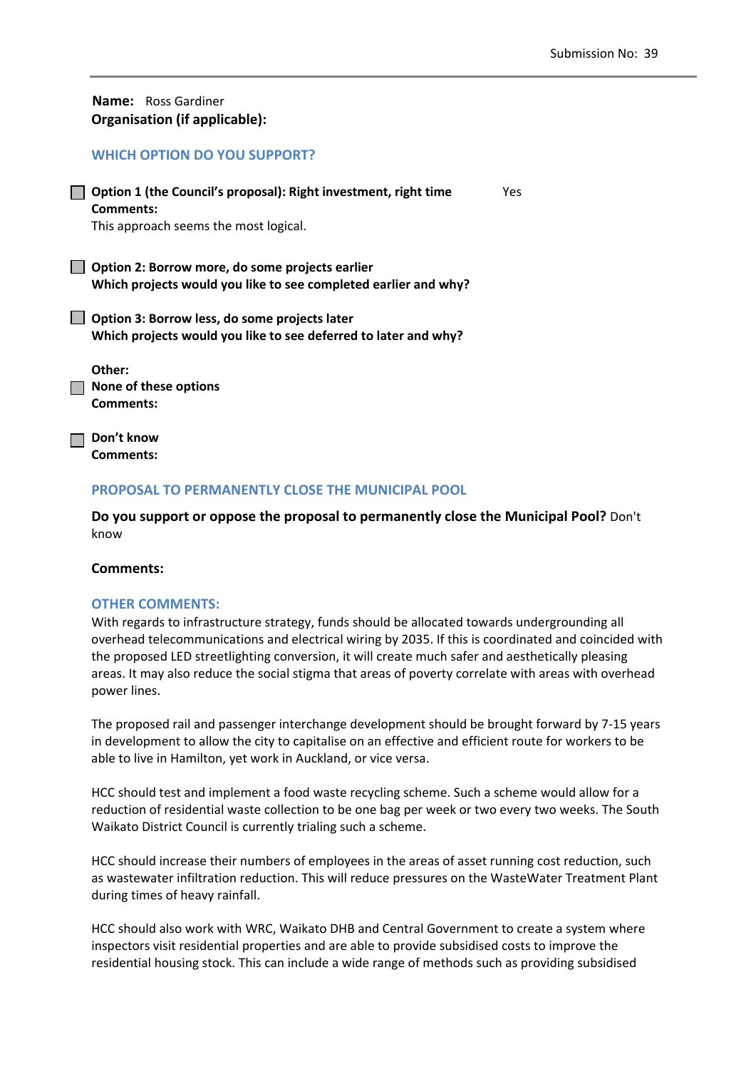Submission No: 39

---

**Name:** Ross Gardiner
**Organisation (if applicable):**

## WHICH OPTION DO YOU SUPPORT?

☐ **Option 1 (the Council's proposal): Right investment, right time** Yes
**Comments:**
This approach seems the most logical.

☐ **Option 2: Borrow more, do some projects earlier**
**Which projects would you like to see completed earlier and why?**

☐ **Option 3: Borrow less, do some projects later**
**Which projects would you like to see deferred to later and why?**

**Other:**
☐ **None of these options**
**Comments:**

☐ **Don't know**
**Comments:**

## PROPOSAL TO PERMANENTLY CLOSE THE MUNICIPAL POOL

**Do you support or oppose the proposal to permanently close the Municipal Pool?** Don't know

**Comments:**

## OTHER COMMENTS:

With regards to infrastructure strategy, funds should be allocated towards undergrounding all overhead telecommunications and electrical wiring by 2035. If this is coordinated and coincided with the proposed LED streetlighting conversion, it will create much safer and aesthetically pleasing areas. It may also reduce the social stigma that areas of poverty correlate with areas with overhead power lines.

The proposed rail and passenger interchange development should be brought forward by 7-15 years in development to allow the city to capitalise on an effective and efficient route for workers to be able to live in Hamilton, yet work in Auckland, or vice versa.

HCC should test and implement a food waste recycling scheme. Such a scheme would allow for a reduction of residential waste collection to be one bag per week or two every two weeks. The South Waikato District Council is currently trialing such a scheme.

HCC should increase their numbers of employees in the areas of asset running cost reduction, such as wastewater infiltration reduction. This will reduce pressures on the WasteWater Treatment Plant during times of heavy rainfall.

HCC should also work with WRC, Waikato DHB and Central Government to create a system where inspectors visit residential properties and are able to provide subsidised costs to improve the residential housing stock. This can include a wide range of methods such as providing subsidised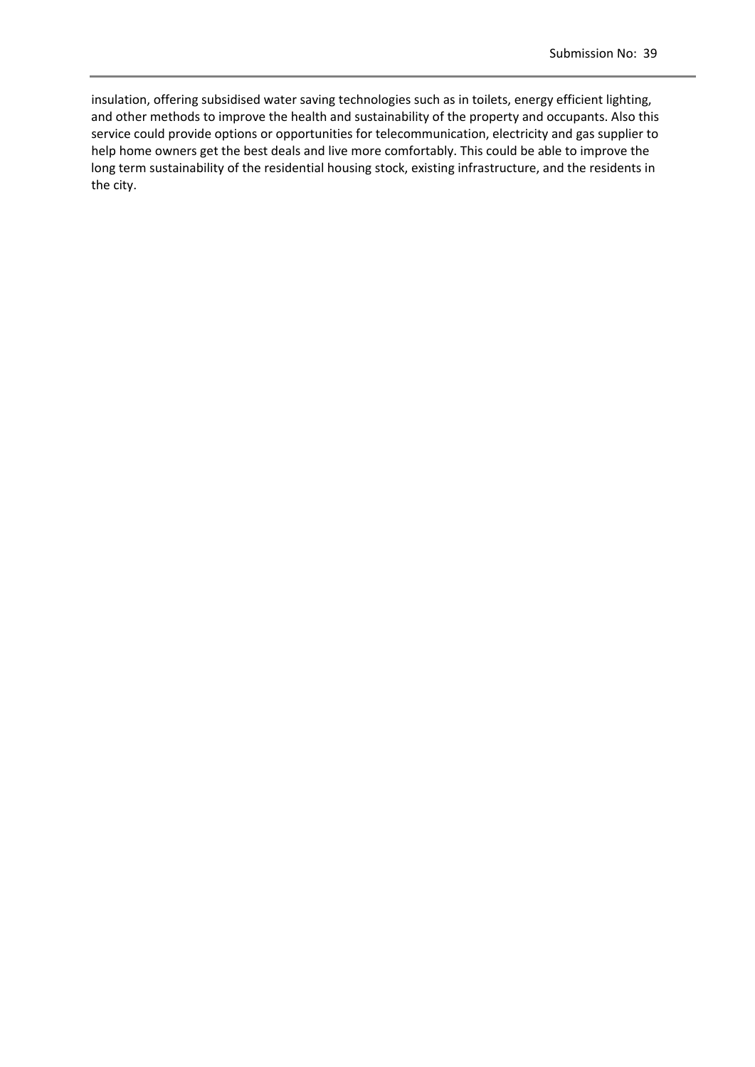insulation, offering subsidised water saving technologies such as in toilets, energy efficient lighting, and other methods to improve the health and sustainability of the property and occupants. Also this service could provide options or opportunities for telecommunication, electricity and gas supplier to help home owners get the best deals and live more comfortably. This could be able to improve the long term sustainability of the residential housing stock, existing infrastructure, and the residents in the city.